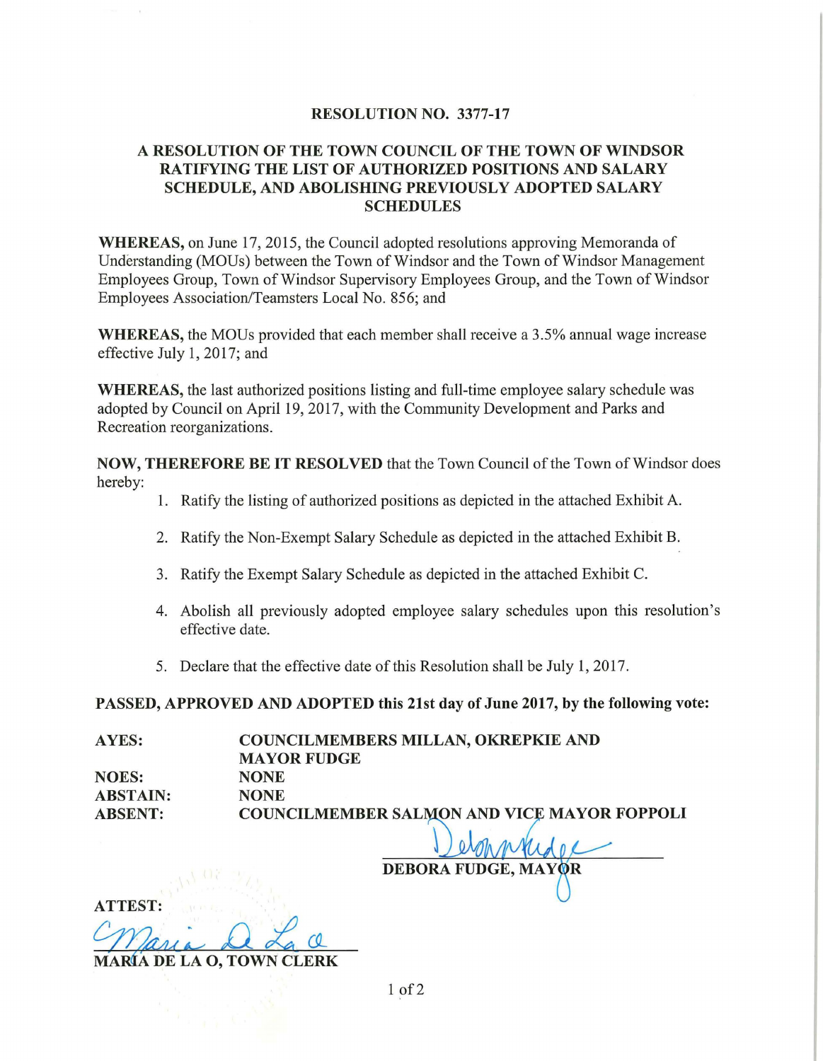# RESOLUTION NO. 3377-17

## A RESOLUTION OF THE TOWN COUNCIL OF THE TOWN OF WINDSOR RATIFYING THE LIST OF AUTHORIZED POSITIONS AND SALARY SCHEDULE, AND ABOLISHING PREVIOUSLY ADOPTED SALARY SCHEDULES

**WHEREAS,** on June 17, 2015, the Council adopted resolutions approving Memoranda of Understanding (MOUs) between the Town of Windsor and the Town of Windsor Management Employees Group, Town of Windsor Supervisory Employees Group, and the Town of Windsor Employees Association/Teamsters Local No. 856; and

**WHEREAS,** the MOUs provided that each member shall receive a 3.5% annual wage increase effective July 1, 2017; and

**WHEREAS,** the last authorized positions listing and full-time employee salary schedule was adopted by Council on April 19, 2017, with the Community Development and Parks and Recreation reorganizations.

**NOW, THEREFORE BE IT RESOLVED** that the Town Council of the Town of Windsor does hereby:

1. Ratify the listing of authorized positions as depicted in the attached Exhibit A.
2. Ratify the Non-Exempt Salary Schedule as depicted in the attached Exhibit B.
3. Ratify the Exempt Salary Schedule as depicted in the attached Exhibit C.
4. Abolish all previously adopted employee salary schedules upon this resolution's effective date.
5. Declare that the effective date of this Resolution shall be July 1, 2017.

**PASSED, APPROVED AND ADOPTED this 21st day of June 2017, by the following vote:**

| | |
|---|---|
| **AYES:** | **COUNCILMEMBERS MILLAN, OKREPKIE AND MAYOR FUDGE** |
| **NOES:** | **NONE** |
| **ABSTAIN:** | **NONE** |
| **ABSENT:** | **COUNCILMEMBER SALMON AND VICE MAYOR FOPPOLI** |

Debora Fudge

**DEBORA FUDGE, MAYOR**

**ATTEST:**

Maria De La O

**MARIA DE LA O, TOWN CLERK**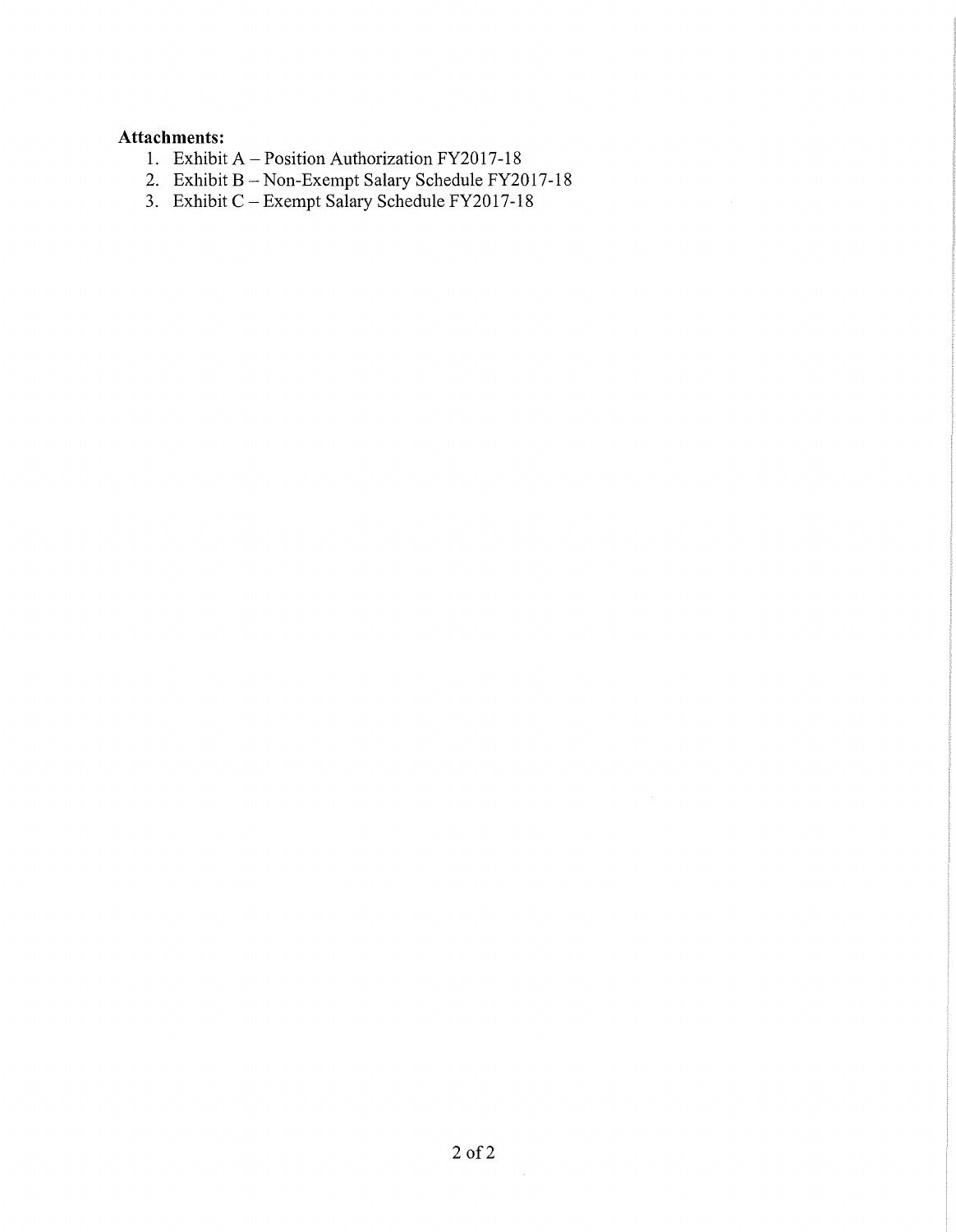**Attachments:**

1. Exhibit A – Position Authorization FY2017-18
2. Exhibit B – Non-Exempt Salary Schedule FY2017-18
3. Exhibit C – Exempt Salary Schedule FY2017-18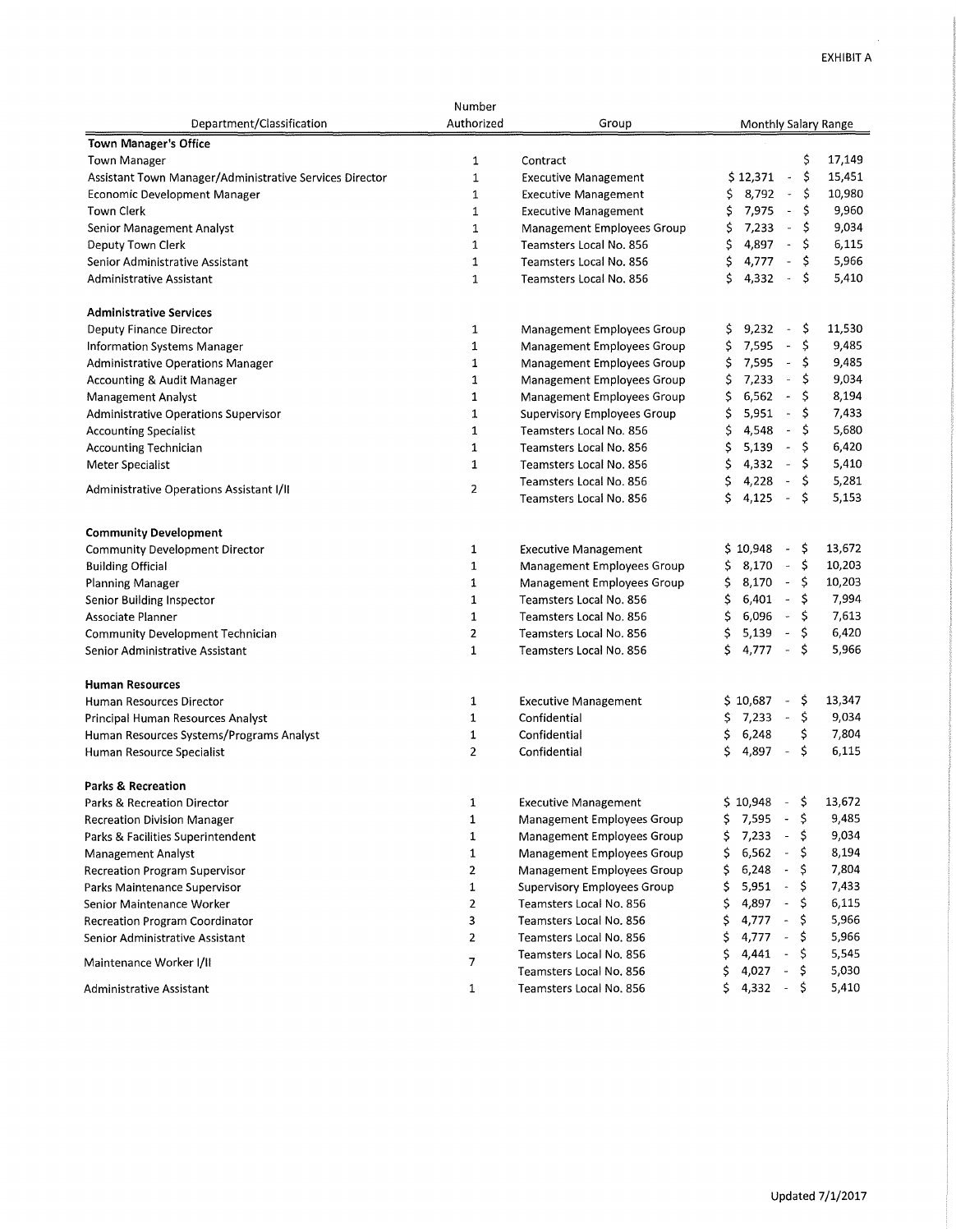EXHIBIT A

| Department/Classification | Number Authorized | Group | Monthly Salary Range |
|---|---|---|---|
| **Town Manager's Office** | | | |
| Town Manager | 1 | Contract | $ 17,149 |
| Assistant Town Manager/Administrative Services Director | 1 | Executive Management | $ 12,371 - $ 15,451 |
| Economic Development Manager | 1 | Executive Management | $ 8,792 - $ 10,980 |
| Town Clerk | 1 | Executive Management | $ 7,975 - $ 9,960 |
| Senior Management Analyst | 1 | Management Employees Group | $ 7,233 - $ 9,034 |
| Deputy Town Clerk | 1 | Teamsters Local No. 856 | $ 4,897 - $ 6,115 |
| Senior Administrative Assistant | 1 | Teamsters Local No. 856 | $ 4,777 - $ 5,966 |
| Administrative Assistant | 1 | Teamsters Local No. 856 | $ 4,332 - $ 5,410 |
| **Administrative Services** | | | |
| Deputy Finance Director | 1 | Management Employees Group | $ 9,232 - $ 11,530 |
| Information Systems Manager | 1 | Management Employees Group | $ 7,595 - $ 9,485 |
| Administrative Operations Manager | 1 | Management Employees Group | $ 7,595 - $ 9,485 |
| Accounting & Audit Manager | 1 | Management Employees Group | $ 7,233 - $ 9,034 |
| Management Analyst | 1 | Management Employees Group | $ 6,562 - $ 8,194 |
| Administrative Operations Supervisor | 1 | Supervisory Employees Group | $ 5,951 - $ 7,433 |
| Accounting Specialist | 1 | Teamsters Local No. 856 | $ 4,548 - $ 5,680 |
| Accounting Technician | 1 | Teamsters Local No. 856 | $ 5,139 - $ 6,420 |
| Meter Specialist | 1 | Teamsters Local No. 856 | $ 4,332 - $ 5,410 |
| Administrative Operations Assistant I/II | 2 | Teamsters Local No. 856 | $ 4,228 - $ 5,281 |
| | | Teamsters Local No. 856 | $ 4,125 - $ 5,153 |
| **Community Development** | | | |
| Community Development Director | 1 | Executive Management | $ 10,948 - $ 13,672 |
| Building Official | 1 | Management Employees Group | $ 8,170 - $ 10,203 |
| Planning Manager | 1 | Management Employees Group | $ 8,170 - $ 10,203 |
| Senior Building Inspector | 1 | Teamsters Local No. 856 | $ 6,401 - $ 7,994 |
| Associate Planner | 1 | Teamsters Local No. 856 | $ 6,096 - $ 7,613 |
| Community Development Technician | 2 | Teamsters Local No. 856 | $ 5,139 - $ 6,420 |
| Senior Administrative Assistant | 1 | Teamsters Local No. 856 | $ 4,777 - $ 5,966 |
| **Human Resources** | | | |
| Human Resources Director | 1 | Executive Management | $ 10,687 - $ 13,347 |
| Principal Human Resources Analyst | 1 | Confidential | $ 7,233 - $ 9,034 |
| Human Resources Systems/Programs Analyst | 1 | Confidential | $ 6,248 $ 7,804 |
| Human Resource Specialist | 2 | Confidential | $ 4,897 - $ 6,115 |
| **Parks & Recreation** | | | |
| Parks & Recreation Director | 1 | Executive Management | $ 10,948 - $ 13,672 |
| Recreation Division Manager | 1 | Management Employees Group | $ 7,595 - $ 9,485 |
| Parks & Facilities Superintendent | 1 | Management Employees Group | $ 7,233 - $ 9,034 |
| Management Analyst | 1 | Management Employees Group | $ 6,562 - $ 8,194 |
| Recreation Program Supervisor | 2 | Management Employees Group | $ 6,248 - $ 7,804 |
| Parks Maintenance Supervisor | 1 | Supervisory Employees Group | $ 5,951 - $ 7,433 |
| Senior Maintenance Worker | 2 | Teamsters Local No. 856 | $ 4,897 - $ 6,115 |
| Recreation Program Coordinator | 3 | Teamsters Local No. 856 | $ 4,777 - $ 5,966 |
| Senior Administrative Assistant | 2 | Teamsters Local No. 856 | $ 4,777 - $ 5,966 |
| Maintenance Worker I/II | 7 | Teamsters Local No. 856 | $ 4,441 - $ 5,545 |
| | | Teamsters Local No. 856 | $ 4,027 - $ 5,030 |
| Administrative Assistant | 1 | Teamsters Local No. 856 | $ 4,332 - $ 5,410 |

Updated 7/1/2017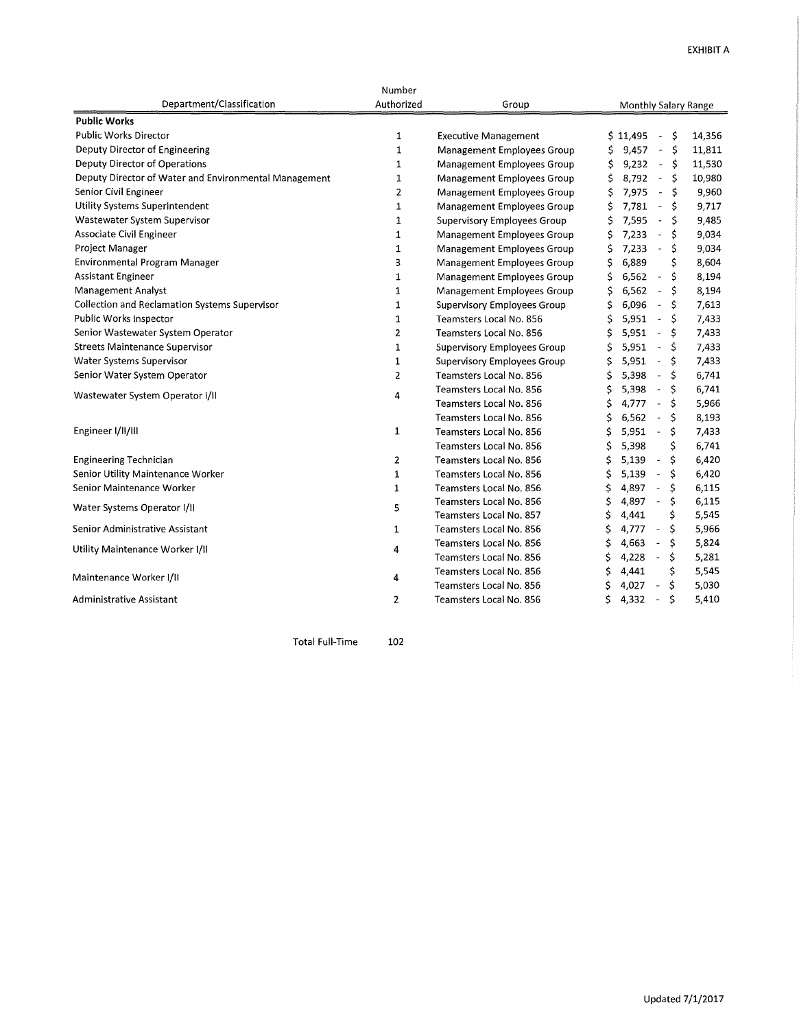EXHIBIT A

| Department/Classification | Number Authorized | Group | Monthly Salary Range |
|---|---|---|---|
| **Public Works** | | | |
| Public Works Director | 1 | Executive Management | $ 11,495 - $ 14,356 |
| Deputy Director of Engineering | 1 | Management Employees Group | $ 9,457 - $ 11,811 |
| Deputy Director of Operations | 1 | Management Employees Group | $ 9,232 - $ 11,530 |
| Deputy Director of Water and Environmental Management | 1 | Management Employees Group | $ 8,792 - $ 10,980 |
| Senior Civil Engineer | 2 | Management Employees Group | $ 7,975 - $ 9,960 |
| Utility Systems Superintendent | 1 | Management Employees Group | $ 7,781 - $ 9,717 |
| Wastewater System Supervisor | 1 | Supervisory Employees Group | $ 7,595 - $ 9,485 |
| Associate Civil Engineer | 1 | Management Employees Group | $ 7,233 - $ 9,034 |
| Project Manager | 1 | Management Employees Group | $ 7,233 - $ 9,034 |
| Environmental Program Manager | 3 | Management Employees Group | $ 6,889 $ 8,604 |
| Assistant Engineer | 1 | Management Employees Group | $ 6,562 - $ 8,194 |
| Management Analyst | 1 | Management Employees Group | $ 6,562 - $ 8,194 |
| Collection and Reclamation Systems Supervisor | 1 | Supervisory Employees Group | $ 6,096 - $ 7,613 |
| Public Works Inspector | 1 | Teamsters Local No. 856 | $ 5,951 - $ 7,433 |
| Senior Wastewater System Operator | 2 | Teamsters Local No. 856 | $ 5,951 - $ 7,433 |
| Streets Maintenance Supervisor | 1 | Supervisory Employees Group | $ 5,951 - $ 7,433 |
| Water Systems Supervisor | 1 | Supervisory Employees Group | $ 5,951 - $ 7,433 |
| Senior Water System Operator | 2 | Teamsters Local No. 856 | $ 5,398 - $ 6,741 |
| Wastewater System Operator I/II | 4 | Teamsters Local No. 856 | $ 5,398 - $ 6,741 |
| | | Teamsters Local No. 856 | $ 4,777 - $ 5,966 |
| Engineer I/II/III | 1 | Teamsters Local No. 856 | $ 6,562 - $ 8,193 |
| | | Teamsters Local No. 856 | $ 5,951 - $ 7,433 |
| | | Teamsters Local No. 856 | $ 5,398 $ 6,741 |
| Engineering Technician | 2 | Teamsters Local No. 856 | $ 5,139 - $ 6,420 |
| Senior Utility Maintenance Worker | 1 | Teamsters Local No. 856 | $ 5,139 - $ 6,420 |
| Senior Maintenance Worker | 1 | Teamsters Local No. 856 | $ 4,897 - $ 6,115 |
| Water Systems Operator I/II | 5 | Teamsters Local No. 856 | $ 4,897 - $ 6,115 |
| | | Teamsters Local No. 857 | $ 4,441 $ 5,545 |
| Senior Administrative Assistant | 1 | Teamsters Local No. 856 | $ 4,777 - $ 5,966 |
| Utility Maintenance Worker I/II | 4 | Teamsters Local No. 856 | $ 4,663 - $ 5,824 |
| | | Teamsters Local No. 856 | $ 4,228 - $ 5,281 |
| Maintenance Worker I/II | 4 | Teamsters Local No. 856 | $ 4,441 $ 5,545 |
| | | Teamsters Local No. 856 | $ 4,027 - $ 5,030 |
| Administrative Assistant | 2 | Teamsters Local No. 856 | $ 4,332 - $ 5,410 |

Total Full-Time 102

Updated 7/1/2017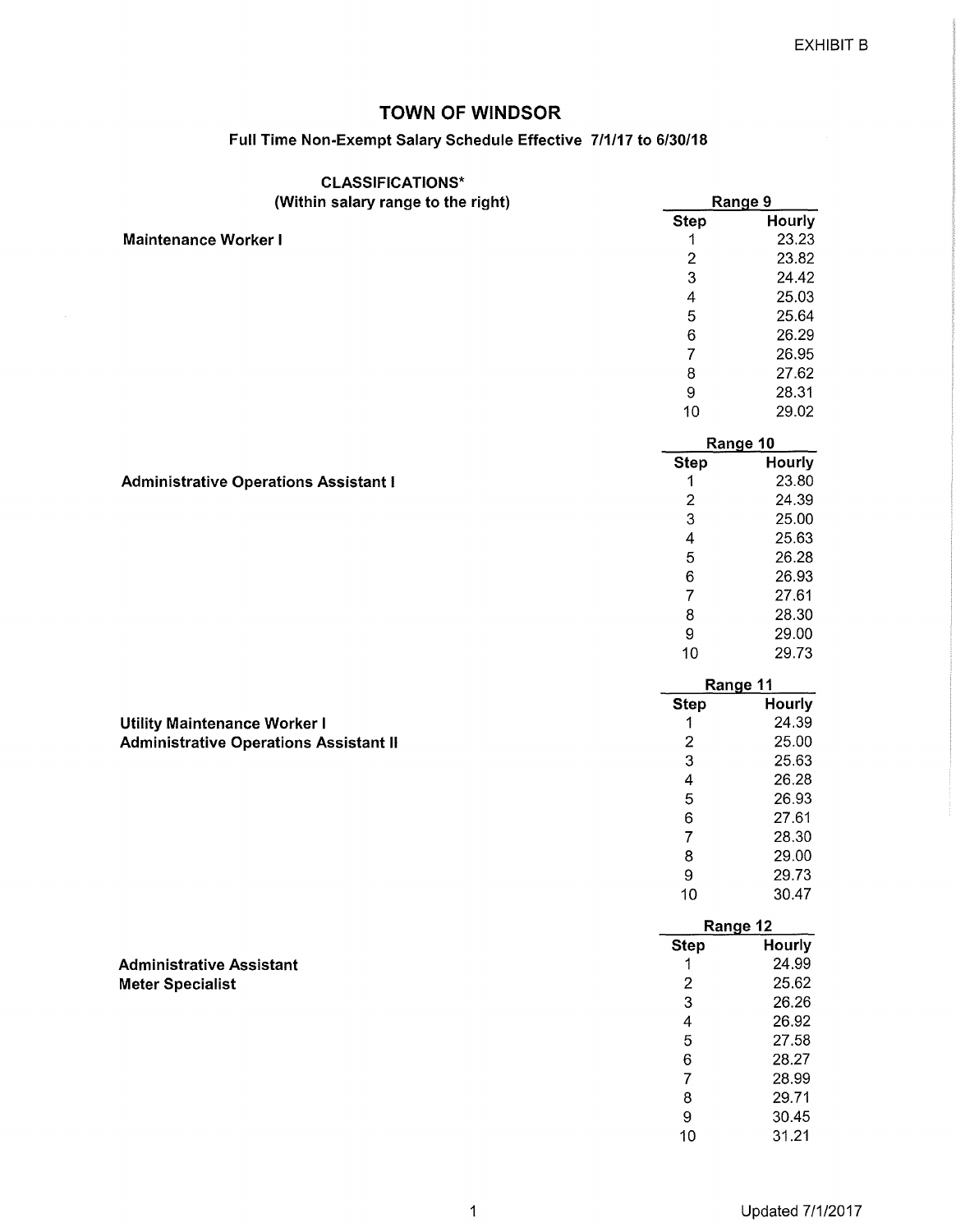EXHIBIT B

# TOWN OF WINDSOR

## Full Time Non-Exempt Salary Schedule Effective 7/1/17 to 6/30/18

**CLASSIFICATIONS***
**(Within salary range to the right)**

**Maintenance Worker I**

| Range 9 | |
|---|---|
| **Step** | **Hourly** |
| 1 | 23.23 |
| 2 | 23.82 |
| 3 | 24.42 |
| 4 | 25.03 |
| 5 | 25.64 |
| 6 | 26.29 |
| 7 | 26.95 |
| 8 | 27.62 |
| 9 | 28.31 |
| 10 | 29.02 |

**Administrative Operations Assistant I**

| Range 10 | |
|---|---|
| **Step** | **Hourly** |
| 1 | 23.80 |
| 2 | 24.39 |
| 3 | 25.00 |
| 4 | 25.63 |
| 5 | 26.28 |
| 6 | 26.93 |
| 7 | 27.61 |
| 8 | 28.30 |
| 9 | 29.00 |
| 10 | 29.73 |

**Utility Maintenance Worker I**
**Administrative Operations Assistant II**

| Range 11 | |
|---|---|
| **Step** | **Hourly** |
| 1 | 24.39 |
| 2 | 25.00 |
| 3 | 25.63 |
| 4 | 26.28 |
| 5 | 26.93 |
| 6 | 27.61 |
| 7 | 28.30 |
| 8 | 29.00 |
| 9 | 29.73 |
| 10 | 30.47 |

**Administrative Assistant**
**Meter Specialist**

| Range 12 | |
|---|---|
| **Step** | **Hourly** |
| 1 | 24.99 |
| 2 | 25.62 |
| 3 | 26.26 |
| 4 | 26.92 |
| 5 | 27.58 |
| 6 | 28.27 |
| 7 | 28.99 |
| 8 | 29.71 |
| 9 | 30.45 |
| 10 | 31.21 |

Updated 7/1/2017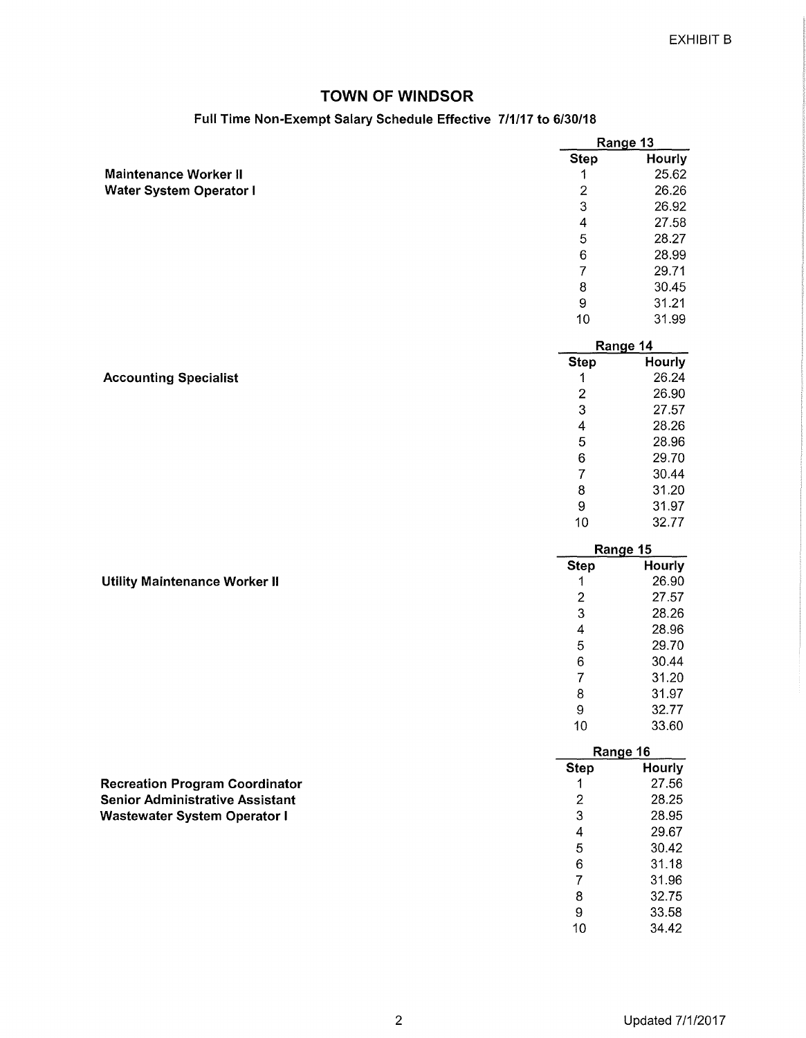EXHIBIT B

# TOWN OF WINDSOR

## Full Time Non-Exempt Salary Schedule Effective 7/1/17 to 6/30/18

**Maintenance Worker II**
**Water System Operator I**

| Range 13 | |
|---|---|
| **Step** | **Hourly** |
| 1 | 25.62 |
| 2 | 26.26 |
| 3 | 26.92 |
| 4 | 27.58 |
| 5 | 28.27 |
| 6 | 28.99 |
| 7 | 29.71 |
| 8 | 30.45 |
| 9 | 31.21 |
| 10 | 31.99 |

**Accounting Specialist**

| Range 14 | |
|---|---|
| **Step** | **Hourly** |
| 1 | 26.24 |
| 2 | 26.90 |
| 3 | 27.57 |
| 4 | 28.26 |
| 5 | 28.96 |
| 6 | 29.70 |
| 7 | 30.44 |
| 8 | 31.20 |
| 9 | 31.97 |
| 10 | 32.77 |

**Utility Maintenance Worker II**

| Range 15 | |
|---|---|
| **Step** | **Hourly** |
| 1 | 26.90 |
| 2 | 27.57 |
| 3 | 28.26 |
| 4 | 28.96 |
| 5 | 29.70 |
| 6 | 30.44 |
| 7 | 31.20 |
| 8 | 31.97 |
| 9 | 32.77 |
| 10 | 33.60 |

**Recreation Program Coordinator**
**Senior Administrative Assistant**
**Wastewater System Operator I**

| Range 16 | |
|---|---|
| **Step** | **Hourly** |
| 1 | 27.56 |
| 2 | 28.25 |
| 3 | 28.95 |
| 4 | 29.67 |
| 5 | 30.42 |
| 6 | 31.18 |
| 7 | 31.96 |
| 8 | 32.75 |
| 9 | 33.58 |
| 10 | 34.42 |

Updated 7/1/2017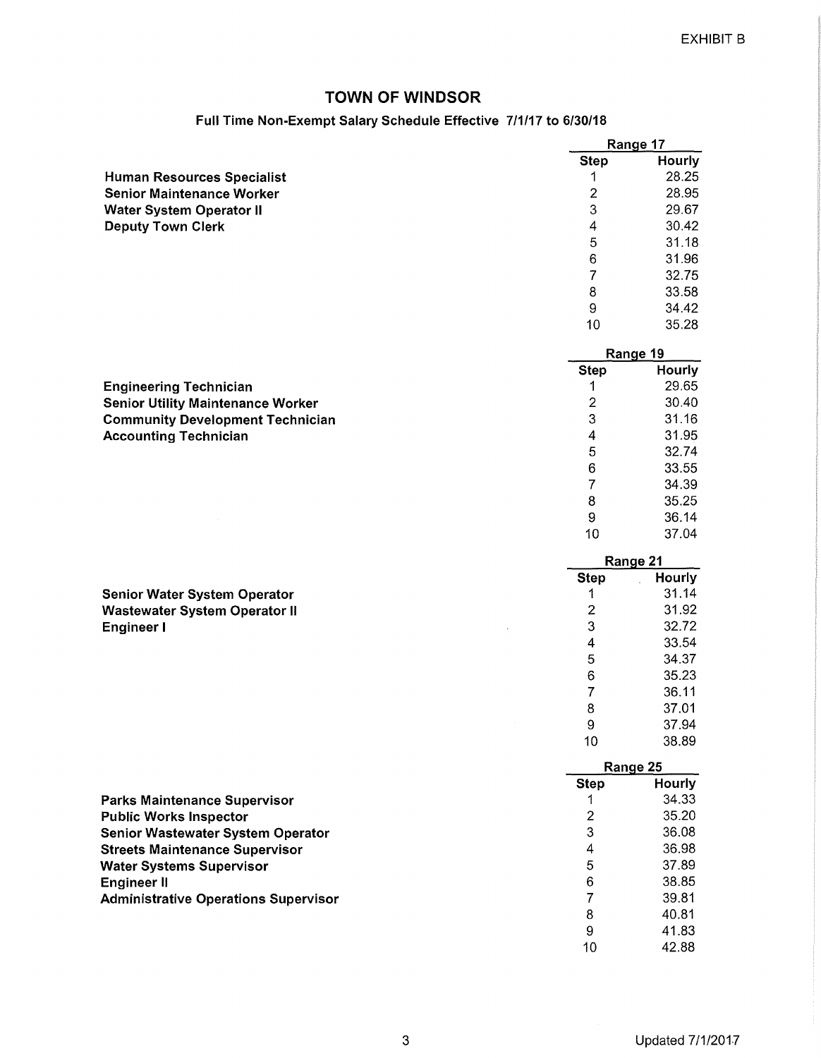EXHIBIT B

# TOWN OF WINDSOR

## Full Time Non-Exempt Salary Schedule Effective 7/1/17 to 6/30/18

| | Range 17 | |
|---|---|---|
| | **Step** | **Hourly** |
| **Human Resources Specialist** | 1 | 28.25 |
| **Senior Maintenance Worker** | 2 | 28.95 |
| **Water System Operator II** | 3 | 29.67 |
| **Deputy Town Clerk** | 4 | 30.42 |
| | 5 | 31.18 |
| | 6 | 31.96 |
| | 7 | 32.75 |
| | 8 | 33.58 |
| | 9 | 34.42 |
| | 10 | 35.28 |

| | Range 19 | |
|---|---|---|
| | **Step** | **Hourly** |
| **Engineering Technician** | 1 | 29.65 |
| **Senior Utility Maintenance Worker** | 2 | 30.40 |
| **Community Development Technician** | 3 | 31.16 |
| **Accounting Technician** | 4 | 31.95 |
| | 5 | 32.74 |
| | 6 | 33.55 |
| | 7 | 34.39 |
| | 8 | 35.25 |
| | 9 | 36.14 |
| | 10 | 37.04 |

| | Range 21 | |
|---|---|---|
| | **Step** | **Hourly** |
| **Senior Water System Operator** | 1 | 31.14 |
| **Wastewater System Operator II** | 2 | 31.92 |
| **Engineer I** | 3 | 32.72 |
| | 4 | 33.54 |
| | 5 | 34.37 |
| | 6 | 35.23 |
| | 7 | 36.11 |
| | 8 | 37.01 |
| | 9 | 37.94 |
| | 10 | 38.89 |

| | Range 25 | |
|---|---|---|
| | **Step** | **Hourly** |
| **Parks Maintenance Supervisor** | 1 | 34.33 |
| **Public Works Inspector** | 2 | 35.20 |
| **Senior Wastewater System Operator** | 3 | 36.08 |
| **Streets Maintenance Supervisor** | 4 | 36.98 |
| **Water Systems Supervisor** | 5 | 37.89 |
| **Engineer II** | 6 | 38.85 |
| **Administrative Operations Supervisor** | 7 | 39.81 |
| | 8 | 40.81 |
| | 9 | 41.83 |
| | 10 | 42.88 |

Updated 7/1/2017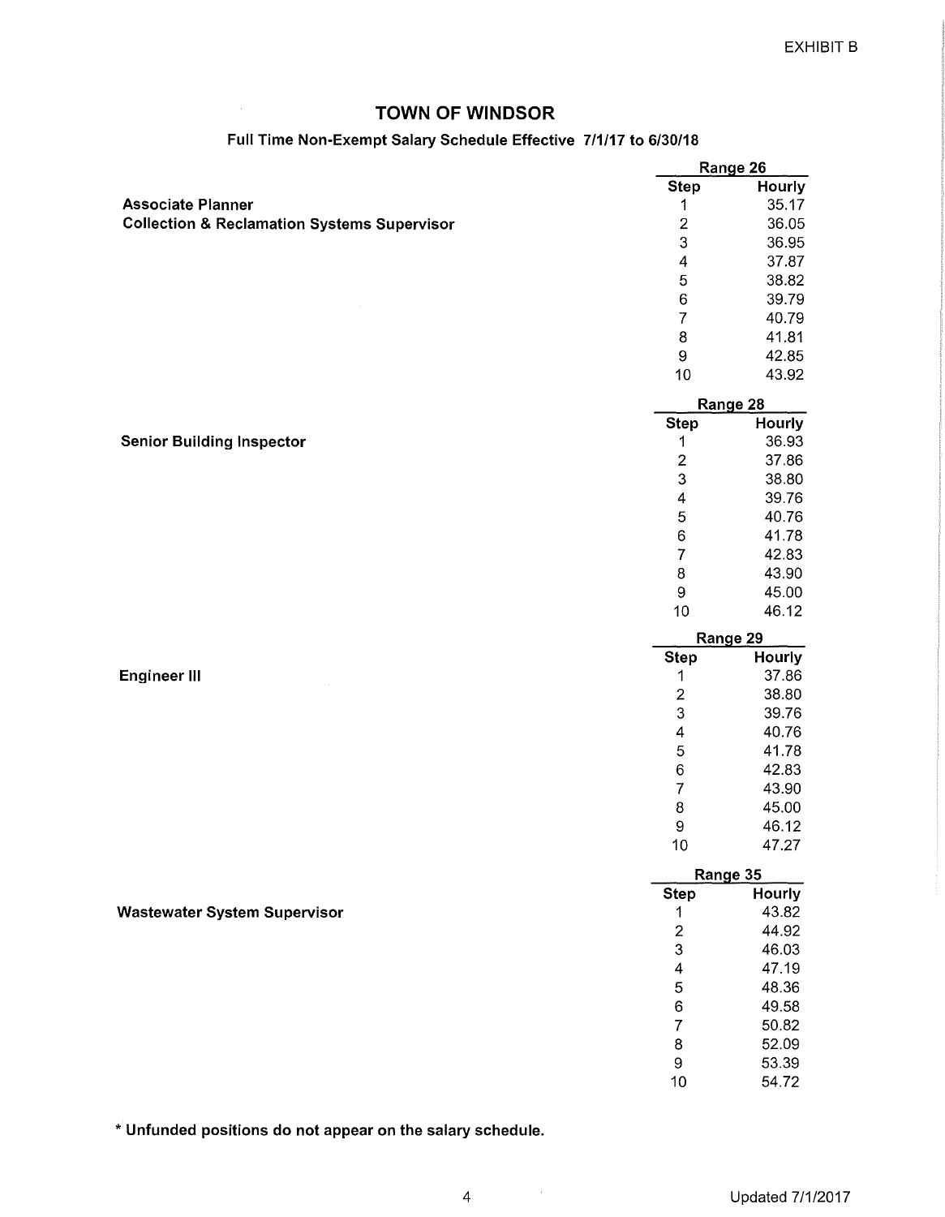EXHIBIT B

## TOWN OF WINDSOR

### Full Time Non-Exempt Salary Schedule Effective 7/1/17 to 6/30/18

**Associate Planner**
**Collection & Reclamation Systems Supervisor**

| Range 26 | |
|---|---|
| **Step** | **Hourly** |
| 1 | 35.17 |
| 2 | 36.05 |
| 3 | 36.95 |
| 4 | 37.87 |
| 5 | 38.82 |
| 6 | 39.79 |
| 7 | 40.79 |
| 8 | 41.81 |
| 9 | 42.85 |
| 10 | 43.92 |

**Senior Building Inspector**

| Range 28 | |
|---|---|
| **Step** | **Hourly** |
| 1 | 36.93 |
| 2 | 37.86 |
| 3 | 38.80 |
| 4 | 39.76 |
| 5 | 40.76 |
| 6 | 41.78 |
| 7 | 42.83 |
| 8 | 43.90 |
| 9 | 45.00 |
| 10 | 46.12 |

**Engineer III**

| Range 29 | |
|---|---|
| **Step** | **Hourly** |
| 1 | 37.86 |
| 2 | 38.80 |
| 3 | 39.76 |
| 4 | 40.76 |
| 5 | 41.78 |
| 6 | 42.83 |
| 7 | 43.90 |
| 8 | 45.00 |
| 9 | 46.12 |
| 10 | 47.27 |

**Wastewater System Supervisor**

| Range 35 | |
|---|---|
| **Step** | **Hourly** |
| 1 | 43.82 |
| 2 | 44.92 |
| 3 | 46.03 |
| 4 | 47.19 |
| 5 | 48.36 |
| 6 | 49.58 |
| 7 | 50.82 |
| 8 | 52.09 |
| 9 | 53.39 |
| 10 | 54.72 |

**\* Unfunded positions do not appear on the salary schedule.**

Updated 7/1/2017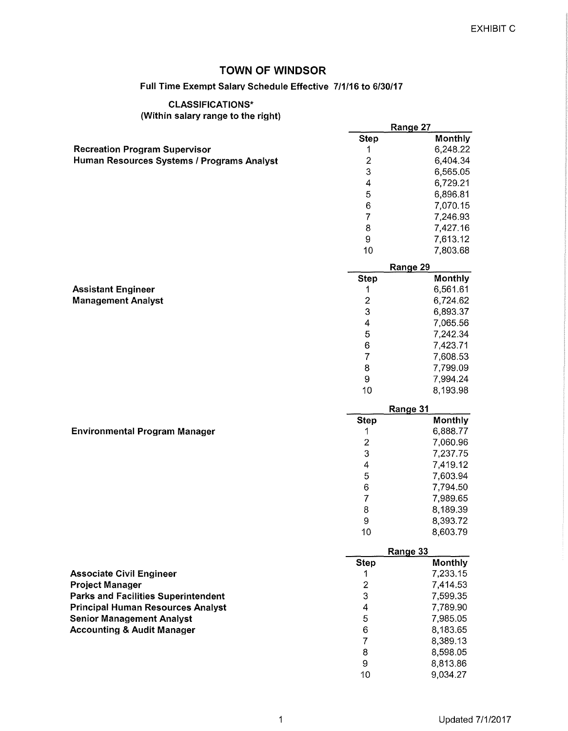EXHIBIT C

# TOWN OF WINDSOR

## Full Time Exempt Salary Schedule Effective 7/1/16 to 6/30/17

**CLASSIFICATIONS***
**(Within salary range to the right)**

| Classifications | Range 27 | |
|---|---|---|
| | **Step** | **Monthly** |
| **Recreation Program Supervisor** | 1 | 6,248.22 |
| **Human Resources Systems / Programs Analyst** | 2 | 6,404.34 |
| | 3 | 6,565.05 |
| | 4 | 6,729.21 |
| | 5 | 6,896.81 |
| | 6 | 7,070.15 |
| | 7 | 7,246.93 |
| | 8 | 7,427.16 |
| | 9 | 7,613.12 |
| | 10 | 7,803.68 |

| Classifications | Range 29 | |
|---|---|---|
| | **Step** | **Monthly** |
| **Assistant Engineer** | 1 | 6,561.61 |
| **Management Analyst** | 2 | 6,724.62 |
| | 3 | 6,893.37 |
| | 4 | 7,065.56 |
| | 5 | 7,242.34 |
| | 6 | 7,423.71 |
| | 7 | 7,608.53 |
| | 8 | 7,799.09 |
| | 9 | 7,994.24 |
| | 10 | 8,193.98 |

| Classifications | Range 31 | |
|---|---|---|
| | **Step** | **Monthly** |
| **Environmental Program Manager** | 1 | 6,888.77 |
| | 2 | 7,060.96 |
| | 3 | 7,237.75 |
| | 4 | 7,419.12 |
| | 5 | 7,603.94 |
| | 6 | 7,794.50 |
| | 7 | 7,989.65 |
| | 8 | 8,189.39 |
| | 9 | 8,393.72 |
| | 10 | 8,603.79 |

| Classifications | Range 33 | |
|---|---|---|
| | **Step** | **Monthly** |
| **Associate Civil Engineer** | 1 | 7,233.15 |
| **Project Manager** | 2 | 7,414.53 |
| **Parks and Facilities Superintendent** | 3 | 7,599.35 |
| **Principal Human Resources Analyst** | 4 | 7,789.90 |
| **Senior Management Analyst** | 5 | 7,985.05 |
| **Accounting & Audit Manager** | 6 | 8,183.65 |
| | 7 | 8,389.13 |
| | 8 | 8,598.05 |
| | 9 | 8,813.86 |
| | 10 | 9,034.27 |

Updated 7/1/2017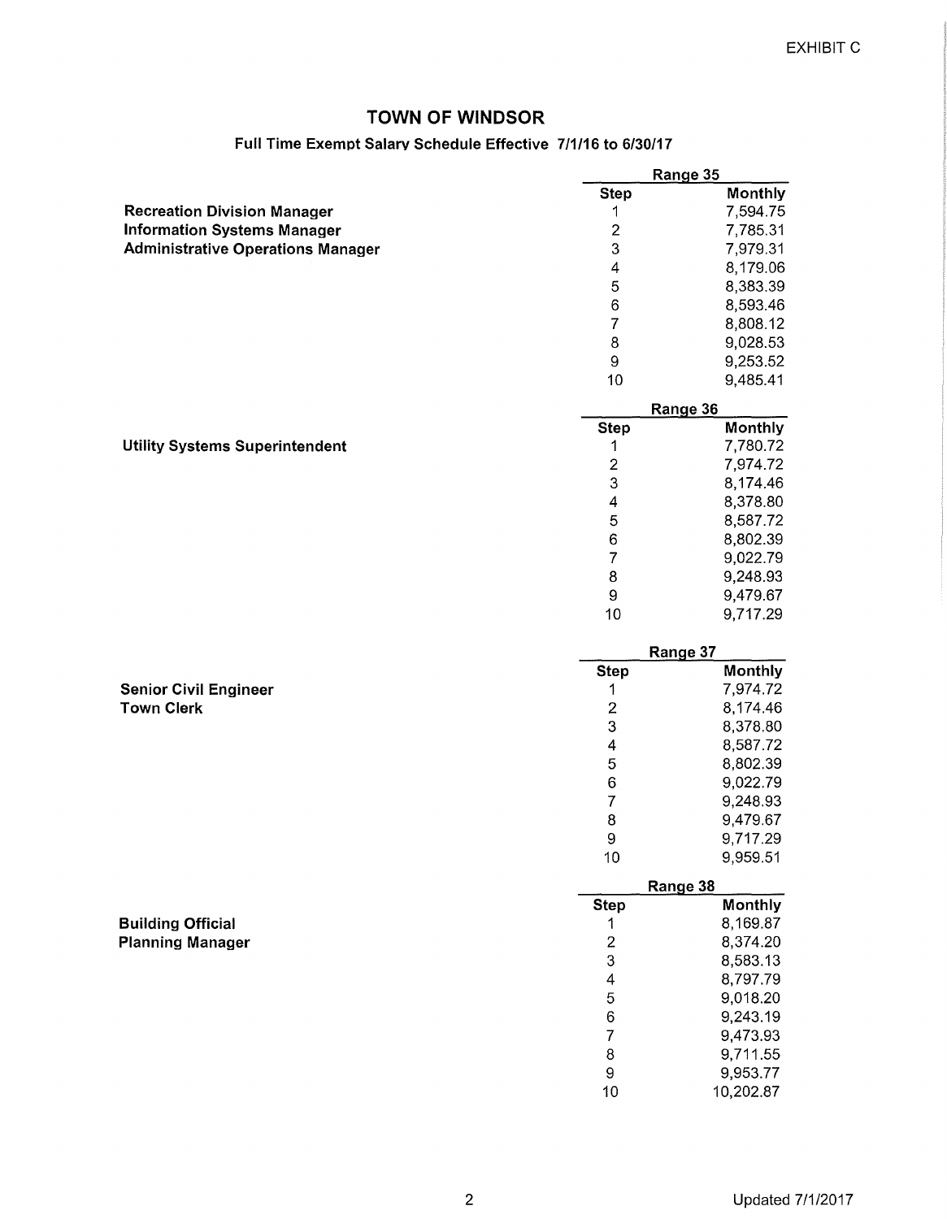EXHIBIT C

## TOWN OF WINDSOR

### Full Time Exempt Salary Schedule Effective 7/1/16 to 6/30/17

| | Range 35 | |
|---|---|---|
| | **Step** | **Monthly** |
| **Recreation Division Manager** | 1 | 7,594.75 |
| **Information Systems Manager** | 2 | 7,785.31 |
| **Administrative Operations Manager** | 3 | 7,979.31 |
| | 4 | 8,179.06 |
| | 5 | 8,383.39 |
| | 6 | 8,593.46 |
| | 7 | 8,808.12 |
| | 8 | 9,028.53 |
| | 9 | 9,253.52 |
| | 10 | 9,485.41 |

| | Range 36 | |
|---|---|---|
| | **Step** | **Monthly** |
| **Utility Systems Superintendent** | 1 | 7,780.72 |
| | 2 | 7,974.72 |
| | 3 | 8,174.46 |
| | 4 | 8,378.80 |
| | 5 | 8,587.72 |
| | 6 | 8,802.39 |
| | 7 | 9,022.79 |
| | 8 | 9,248.93 |
| | 9 | 9,479.67 |
| | 10 | 9,717.29 |

| | Range 37 | |
|---|---|---|
| | **Step** | **Monthly** |
| **Senior Civil Engineer** | 1 | 7,974.72 |
| **Town Clerk** | 2 | 8,174.46 |
| | 3 | 8,378.80 |
| | 4 | 8,587.72 |
| | 5 | 8,802.39 |
| | 6 | 9,022.79 |
| | 7 | 9,248.93 |
| | 8 | 9,479.67 |
| | 9 | 9,717.29 |
| | 10 | 9,959.51 |

| | Range 38 | |
|---|---|---|
| | **Step** | **Monthly** |
| **Building Official** | 1 | 8,169.87 |
| **Planning Manager** | 2 | 8,374.20 |
| | 3 | 8,583.13 |
| | 4 | 8,797.79 |
| | 5 | 9,018.20 |
| | 6 | 9,243.19 |
| | 7 | 9,473.93 |
| | 8 | 9,711.55 |
| | 9 | 9,953.77 |
| | 10 | 10,202.87 |

Updated 7/1/2017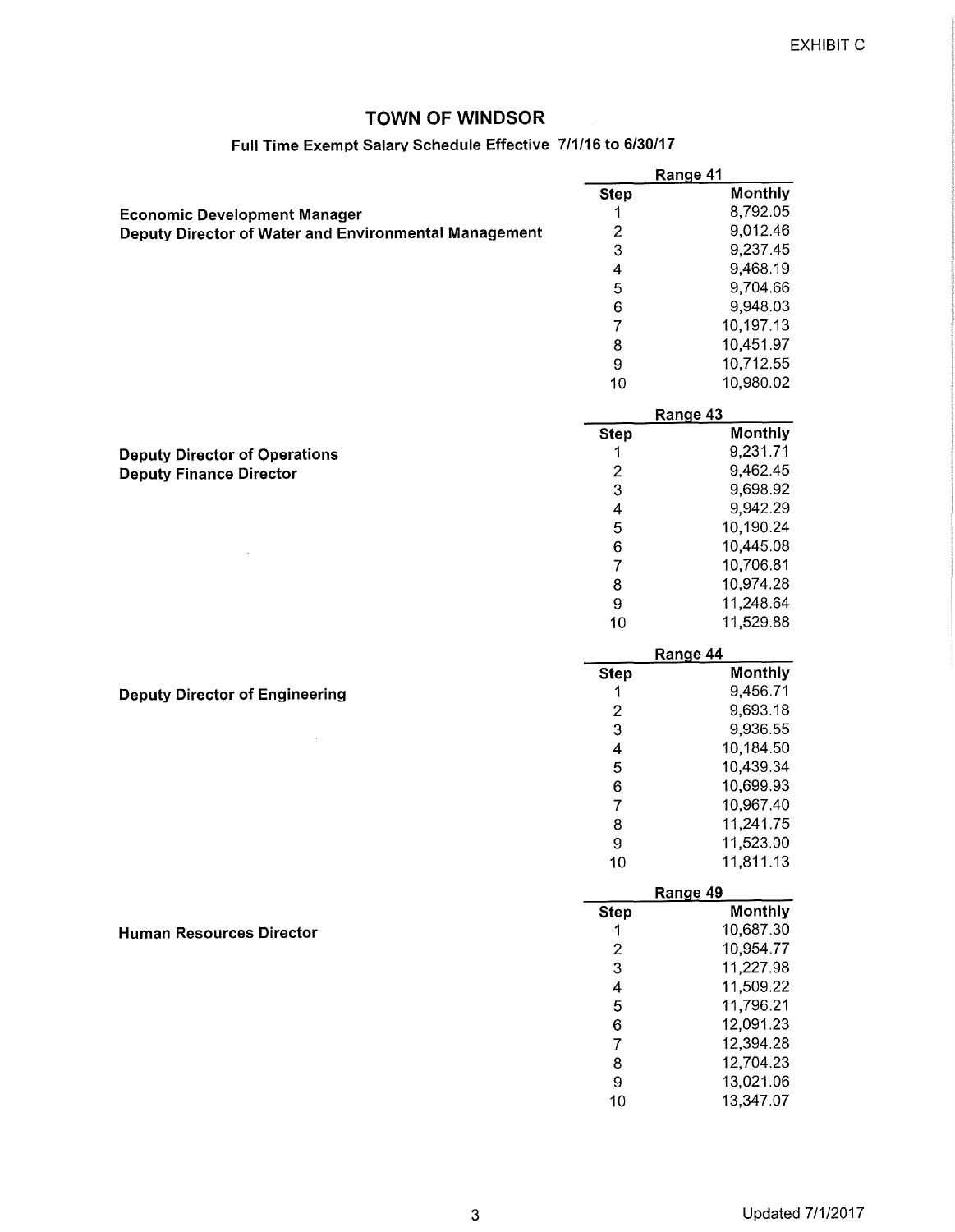EXHIBIT C

# TOWN OF WINDSOR

## Full Time Exempt Salary Schedule Effective 7/1/16 to 6/30/17

**Economic Development Manager**
**Deputy Director of Water and Environmental Management**

| Range 41 | |
|---|---|
| **Step** | **Monthly** |
| 1 | 8,792.05 |
| 2 | 9,012.46 |
| 3 | 9,237.45 |
| 4 | 9,468.19 |
| 5 | 9,704.66 |
| 6 | 9,948.03 |
| 7 | 10,197.13 |
| 8 | 10,451.97 |
| 9 | 10,712.55 |
| 10 | 10,980.02 |

**Deputy Director of Operations**
**Deputy Finance Director**

| Range 43 | |
|---|---|
| **Step** | **Monthly** |
| 1 | 9,231.71 |
| 2 | 9,462.45 |
| 3 | 9,698.92 |
| 4 | 9,942.29 |
| 5 | 10,190.24 |
| 6 | 10,445.08 |
| 7 | 10,706.81 |
| 8 | 10,974.28 |
| 9 | 11,248.64 |
| 10 | 11,529.88 |

**Deputy Director of Engineering**

| Range 44 | |
|---|---|
| **Step** | **Monthly** |
| 1 | 9,456.71 |
| 2 | 9,693.18 |
| 3 | 9,936.55 |
| 4 | 10,184.50 |
| 5 | 10,439.34 |
| 6 | 10,699.93 |
| 7 | 10,967.40 |
| 8 | 11,241.75 |
| 9 | 11,523.00 |
| 10 | 11,811.13 |

**Human Resources Director**

| Range 49 | |
|---|---|
| **Step** | **Monthly** |
| 1 | 10,687.30 |
| 2 | 10,954.77 |
| 3 | 11,227.98 |
| 4 | 11,509.22 |
| 5 | 11,796.21 |
| 6 | 12,091.23 |
| 7 | 12,394.28 |
| 8 | 12,704.23 |
| 9 | 13,021.06 |
| 10 | 13,347.07 |

Updated 7/1/2017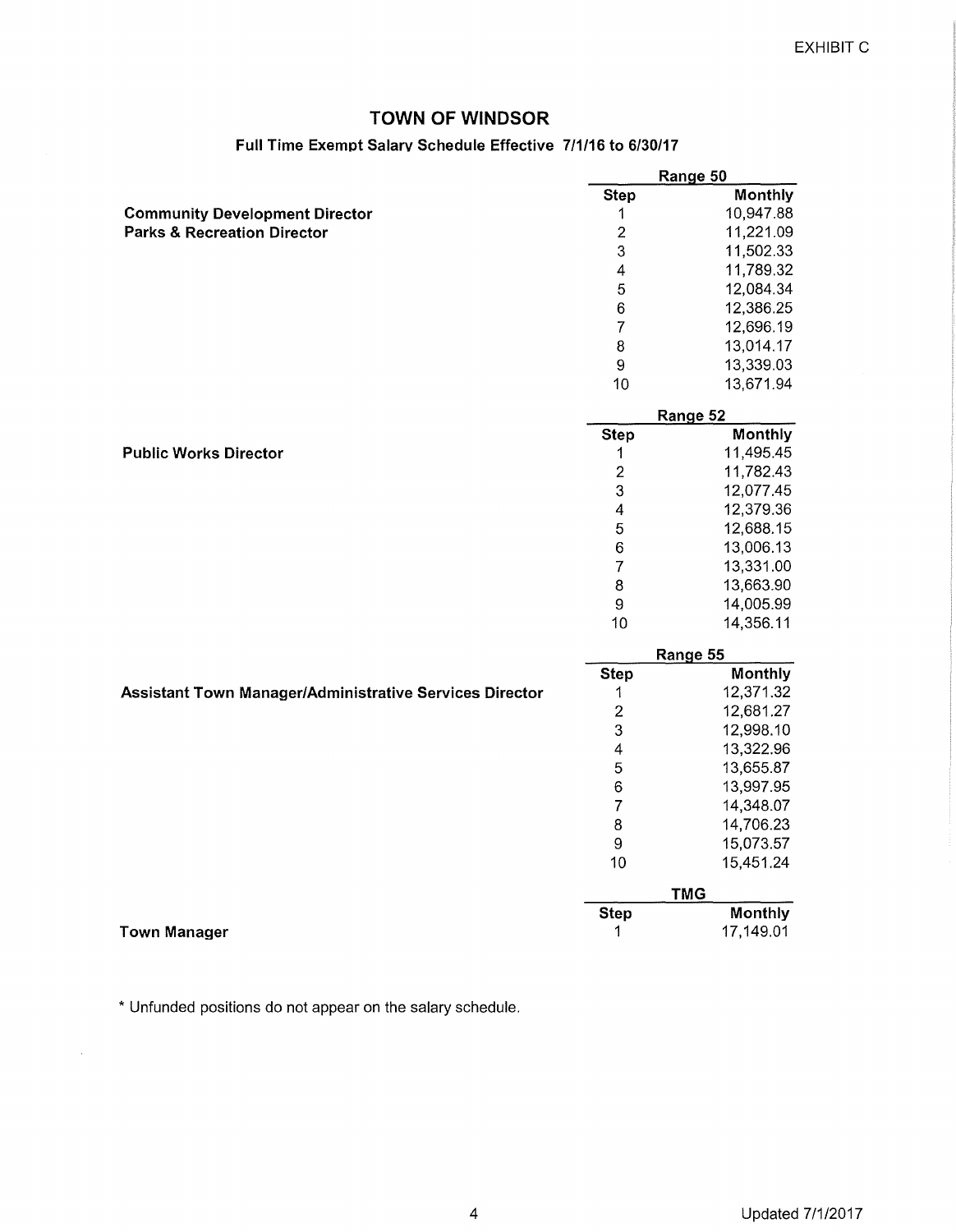EXHIBIT C

# TOWN OF WINDSOR

## Full Time Exempt Salary Schedule Effective 7/1/16 to 6/30/17

| | Range 50 | |
|---|---|---|
| | **Step** | **Monthly** |
| **Community Development Director** | 1 | 10,947.88 |
| **Parks & Recreation Director** | 2 | 11,221.09 |
| | 3 | 11,502.33 |
| | 4 | 11,789.32 |
| | 5 | 12,084.34 |
| | 6 | 12,386.25 |
| | 7 | 12,696.19 |
| | 8 | 13,014.17 |
| | 9 | 13,339.03 |
| | 10 | 13,671.94 |

| | Range 52 | |
|---|---|---|
| | **Step** | **Monthly** |
| **Public Works Director** | 1 | 11,495.45 |
| | 2 | 11,782.43 |
| | 3 | 12,077.45 |
| | 4 | 12,379.36 |
| | 5 | 12,688.15 |
| | 6 | 13,006.13 |
| | 7 | 13,331.00 |
| | 8 | 13,663.90 |
| | 9 | 14,005.99 |
| | 10 | 14,356.11 |

| | Range 55 | |
|---|---|---|
| | **Step** | **Monthly** |
| **Assistant Town Manager/Administrative Services Director** | 1 | 12,371.32 |
| | 2 | 12,681.27 |
| | 3 | 12,998.10 |
| | 4 | 13,322.96 |
| | 5 | 13,655.87 |
| | 6 | 13,997.95 |
| | 7 | 14,348.07 |
| | 8 | 14,706.23 |
| | 9 | 15,073.57 |
| | 10 | 15,451.24 |

| | TMG | |
|---|---|---|
| | **Step** | **Monthly** |
| **Town Manager** | 1 | 17,149.01 |

* Unfunded positions do not appear on the salary schedule.

Updated 7/1/2017